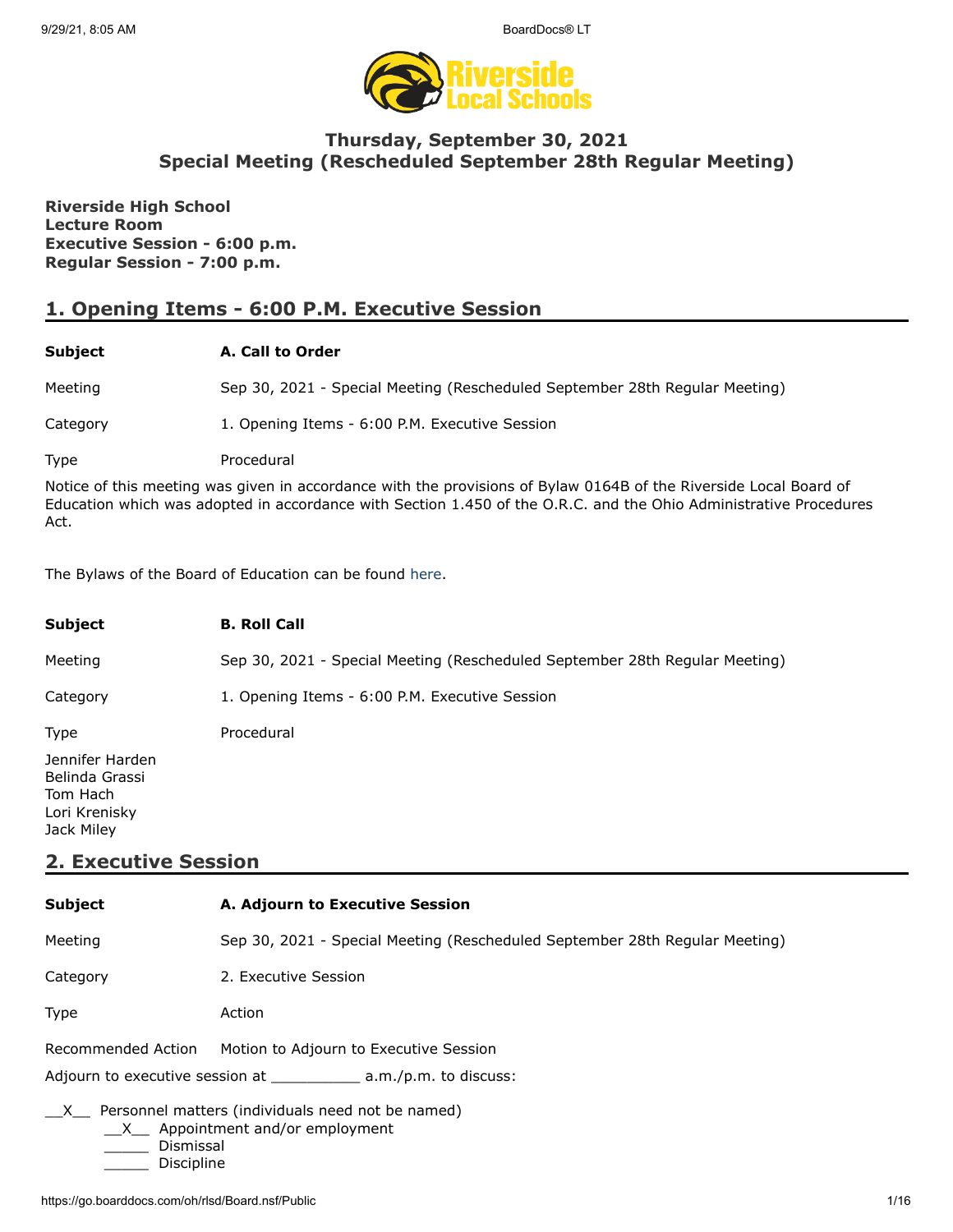# Thursday, September 30, 2021
## Special Meeting (Rescheduled September 28th Regular Meeting)

**Riverside High School**
**Lecture Room**
**Executive Session - 6:00 p.m.**
**Regular Session - 7:00 p.m.**

## 1. Opening Items - 6:00 P.M. Executive Session

| | |
|---|---|
| **Subject** | **A. Call to Order** |
| Meeting | Sep 30, 2021 - Special Meeting (Rescheduled September 28th Regular Meeting) |
| Category | 1. Opening Items - 6:00 P.M. Executive Session |
| Type | Procedural |

Notice of this meeting was given in accordance with the provisions of Bylaw 0164B of the Riverside Local Board of Education which was adopted in accordance with Section 1.450 of the O.R.C. and the Ohio Administrative Procedures Act.

The Bylaws of the Board of Education can be found here.

| | |
|---|---|
| **Subject** | **B. Roll Call** |
| Meeting | Sep 30, 2021 - Special Meeting (Rescheduled September 28th Regular Meeting) |
| Category | 1. Opening Items - 6:00 P.M. Executive Session |
| Type | Procedural |

Jennifer Harden
Belinda Grassi
Tom Hach
Lori Krenisky
Jack Miley

## 2. Executive Session

| | |
|---|---|
| **Subject** | **A. Adjourn to Executive Session** |
| Meeting | Sep 30, 2021 - Special Meeting (Rescheduled September 28th Regular Meeting) |
| Category | 2. Executive Session |
| Type | Action |
| Recommended Action | Motion to Adjourn to Executive Session |

Adjourn to executive session at __________ a.m./p.m. to discuss:

__X__ Personnel matters (individuals need not be named)
- __X__ Appointment and/or employment
- _____ Dismissal
- _____ Discipline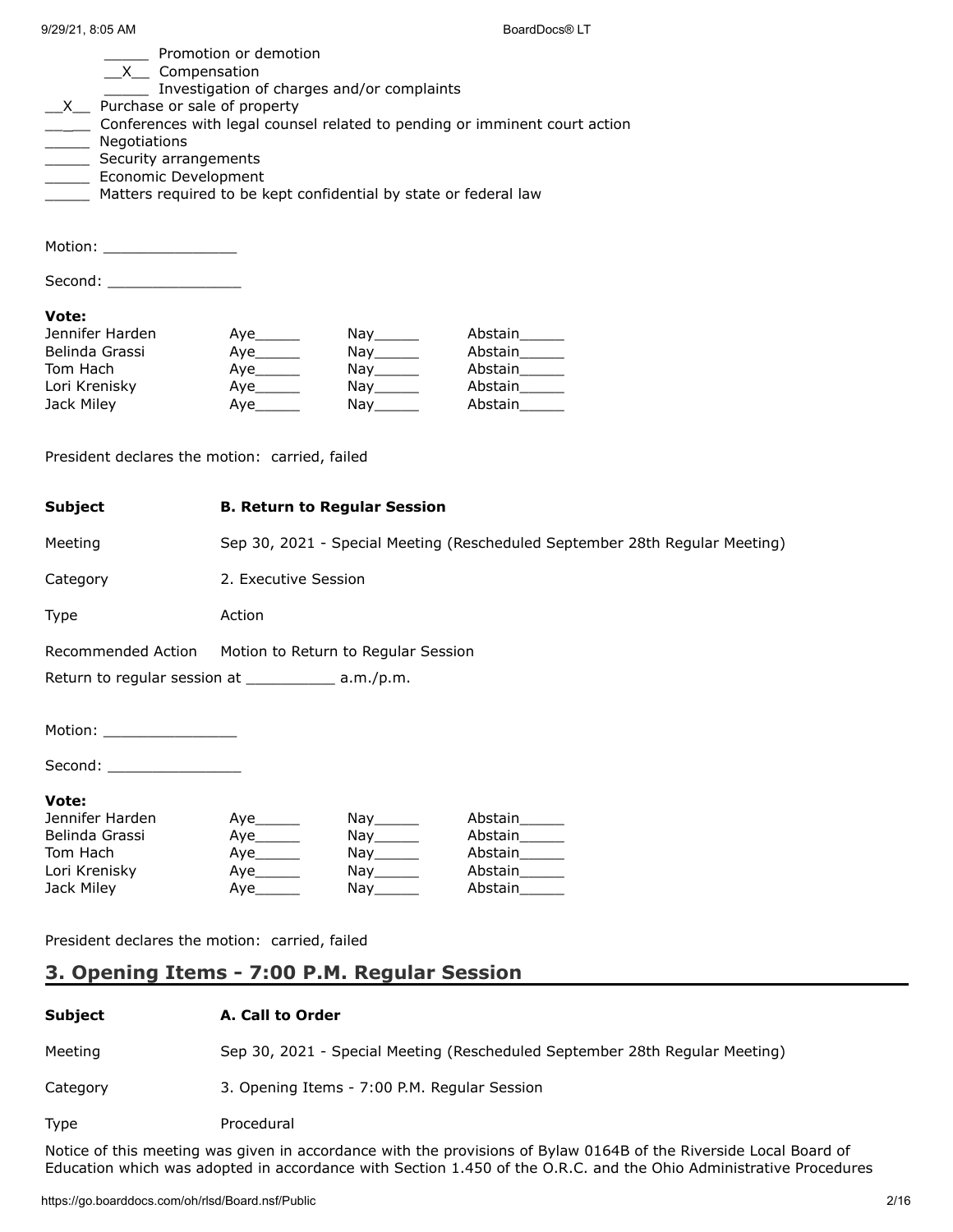_____ Promotion or demotion
__X__ Compensation
_____ Investigation of charges and/or complaints

__X__ Purchase or sale of property
_____ Conferences with legal counsel related to pending or imminent court action
_____ Negotiations
_____ Security arrangements
_____ Economic Development
_____ Matters required to be kept confidential by state or federal law

Motion: _______________

Second: _______________

**Vote:**

| | | | |
|---|---|---|---|
| Jennifer Harden | Aye_____ | Nay_____ | Abstain_____ |
| Belinda Grassi | Aye_____ | Nay_____ | Abstain_____ |
| Tom Hach | Aye_____ | Nay_____ | Abstain_____ |
| Lori Krenisky | Aye_____ | Nay_____ | Abstain_____ |
| Jack Miley | Aye_____ | Nay_____ | Abstain_____ |

President declares the motion: carried, failed

| | |
|---|---|
| **Subject** | **B. Return to Regular Session** |
| Meeting | Sep 30, 2021 - Special Meeting (Rescheduled September 28th Regular Meeting) |
| Category | 2. Executive Session |
| Type | Action |
| Recommended Action | Motion to Return to Regular Session |

Return to regular session at __________ a.m./p.m.

Motion: _______________

Second: _______________

**Vote:**

| | | | |
|---|---|---|---|
| Jennifer Harden | Aye_____ | Nay_____ | Abstain_____ |
| Belinda Grassi | Aye_____ | Nay_____ | Abstain_____ |
| Tom Hach | Aye_____ | Nay_____ | Abstain_____ |
| Lori Krenisky | Aye_____ | Nay_____ | Abstain_____ |
| Jack Miley | Aye_____ | Nay_____ | Abstain_____ |

President declares the motion: carried, failed

## 3. Opening Items - 7:00 P.M. Regular Session

| | |
|---|---|
| **Subject** | **A. Call to Order** |
| Meeting | Sep 30, 2021 - Special Meeting (Rescheduled September 28th Regular Meeting) |
| Category | 3. Opening Items - 7:00 P.M. Regular Session |
| Type | Procedural |

Notice of this meeting was given in accordance with the provisions of Bylaw 0164B of the Riverside Local Board of Education which was adopted in accordance with Section 1.450 of the O.R.C. and the Ohio Administrative Procedures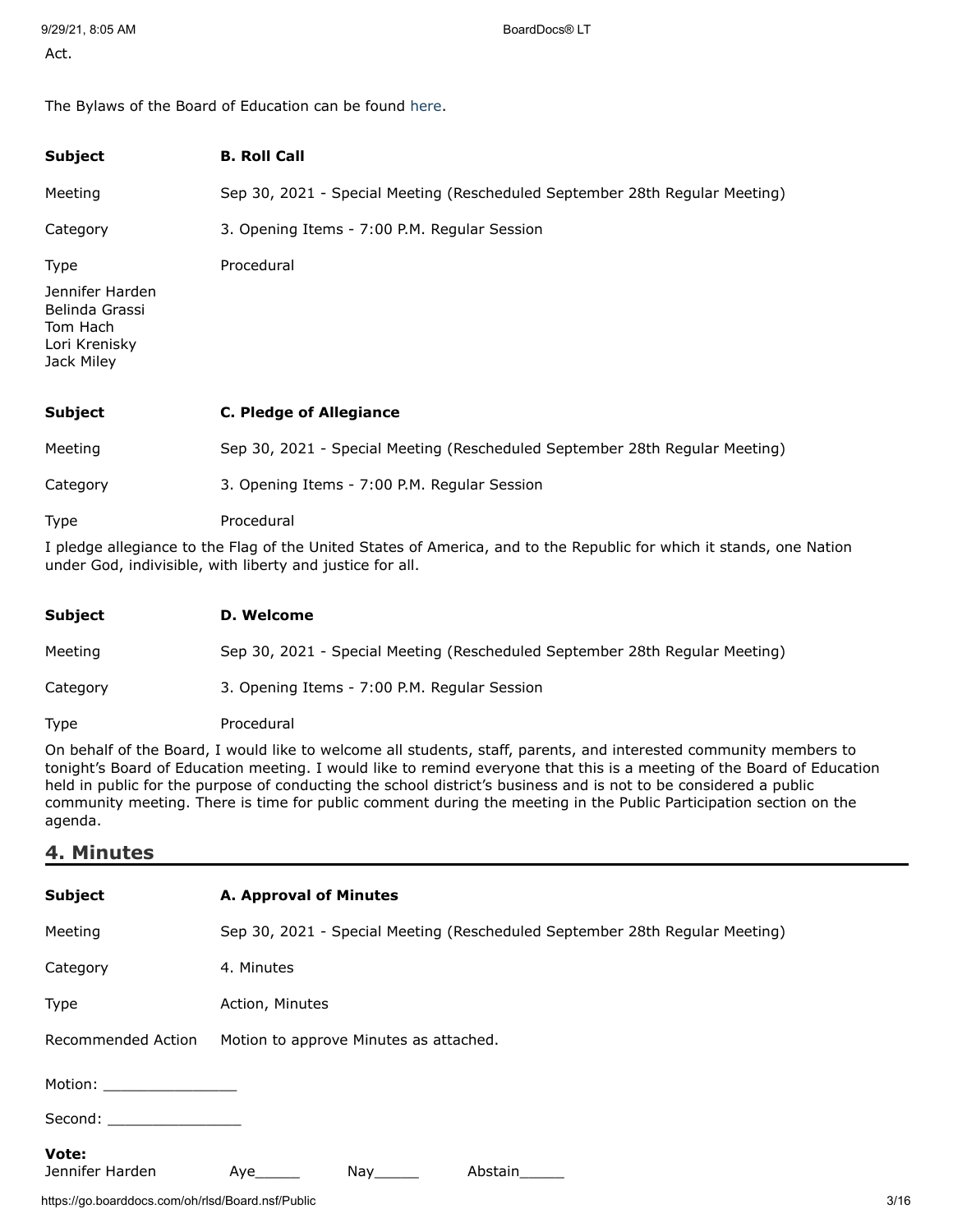Act.

The Bylaws of the Board of Education can be found here.

| Subject | B. Roll Call |
| --- | --- |
| Meeting | Sep 30, 2021 - Special Meeting (Rescheduled September 28th Regular Meeting) |
| Category | 3. Opening Items - 7:00 P.M. Regular Session |
| Type | Procedural |

Jennifer Harden
Belinda Grassi
Tom Hach
Lori Krenisky
Jack Miley

| Subject | C. Pledge of Allegiance |
| --- | --- |
| Meeting | Sep 30, 2021 - Special Meeting (Rescheduled September 28th Regular Meeting) |
| Category | 3. Opening Items - 7:00 P.M. Regular Session |
| Type | Procedural |

I pledge allegiance to the Flag of the United States of America, and to the Republic for which it stands, one Nation under God, indivisible, with liberty and justice for all.

| Subject | D. Welcome |
| --- | --- |
| Meeting | Sep 30, 2021 - Special Meeting (Rescheduled September 28th Regular Meeting) |
| Category | 3. Opening Items - 7:00 P.M. Regular Session |
| Type | Procedural |

On behalf of the Board, I would like to welcome all students, staff, parents, and interested community members to tonight's Board of Education meeting. I would like to remind everyone that this is a meeting of the Board of Education held in public for the purpose of conducting the school district's business and is not to be considered a public community meeting. There is time for public comment during the meeting in the Public Participation section on the agenda.

## 4. Minutes

| Subject | A. Approval of Minutes |
| --- | --- |
| Meeting | Sep 30, 2021 - Special Meeting (Rescheduled September 28th Regular Meeting) |
| Category | 4. Minutes |
| Type | Action, Minutes |
| Recommended Action | Motion to approve Minutes as attached. |

Motion: _______________

Second: _______________

**Vote:**

Jennifer Harden Aye_____ Nay_____ Abstain_____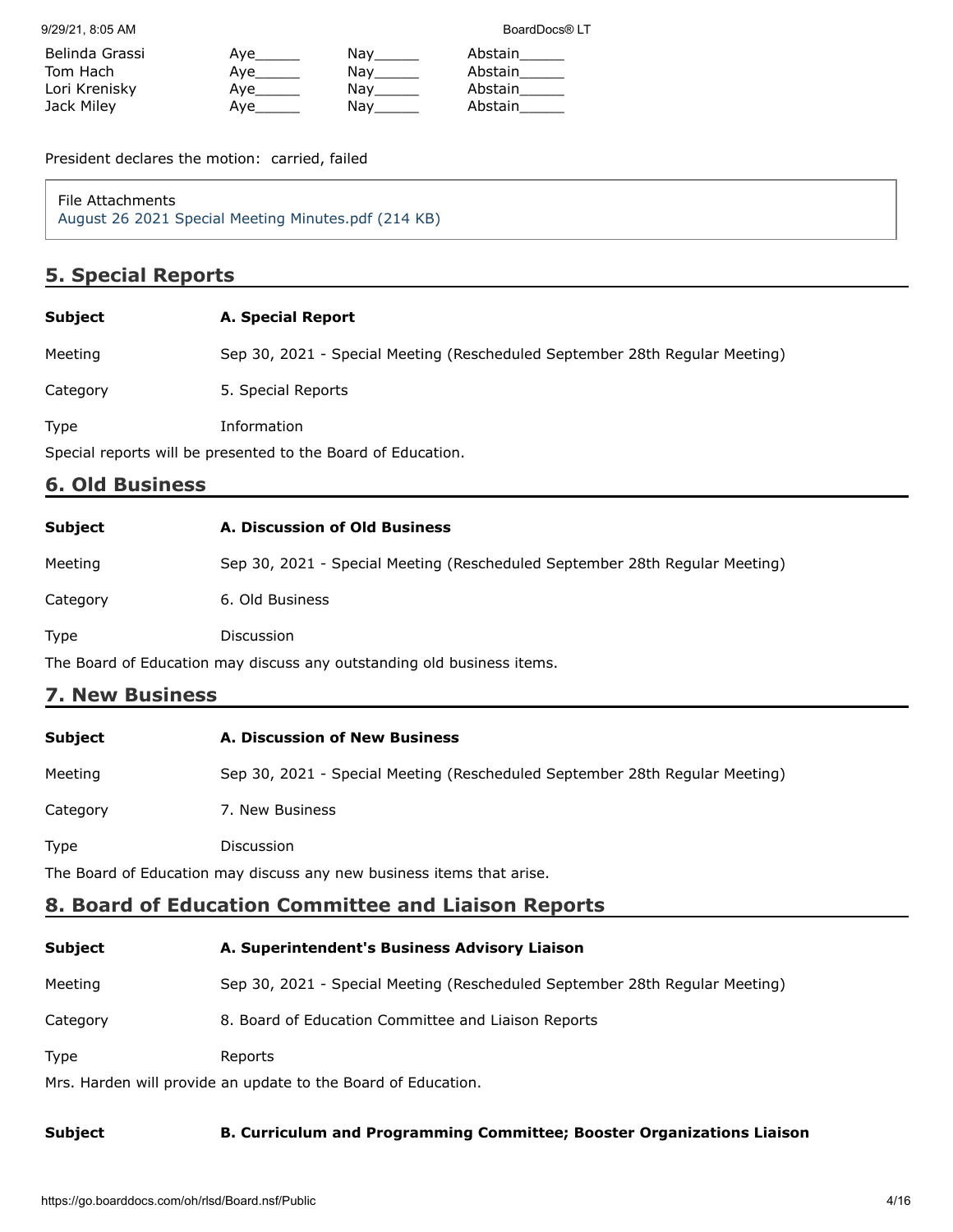| | | | |
|---|---|---|---|
| Belinda Grassi | Aye_____ | Nay_____ | Abstain_____ |
| Tom Hach | Aye_____ | Nay_____ | Abstain_____ |
| Lori Krenisky | Aye_____ | Nay_____ | Abstain_____ |
| Jack Miley | Aye_____ | Nay_____ | Abstain_____ |

President declares the motion: carried, failed

File Attachments
August 26 2021 Special Meeting Minutes.pdf (214 KB)

## 5. Special Reports

| | |
|---|---|
| **Subject** | **A. Special Report** |
| Meeting | Sep 30, 2021 - Special Meeting (Rescheduled September 28th Regular Meeting) |
| Category | 5. Special Reports |
| Type | Information |

Special reports will be presented to the Board of Education.

## 6. Old Business

| | |
|---|---|
| **Subject** | **A. Discussion of Old Business** |
| Meeting | Sep 30, 2021 - Special Meeting (Rescheduled September 28th Regular Meeting) |
| Category | 6. Old Business |
| Type | Discussion |

The Board of Education may discuss any outstanding old business items.

## 7. New Business

| | |
|---|---|
| **Subject** | **A. Discussion of New Business** |
| Meeting | Sep 30, 2021 - Special Meeting (Rescheduled September 28th Regular Meeting) |
| Category | 7. New Business |
| Type | Discussion |

The Board of Education may discuss any new business items that arise.

## 8. Board of Education Committee and Liaison Reports

| | |
|---|---|
| **Subject** | **A. Superintendent's Business Advisory Liaison** |
| Meeting | Sep 30, 2021 - Special Meeting (Rescheduled September 28th Regular Meeting) |
| Category | 8. Board of Education Committee and Liaison Reports |
| Type | Reports |

Mrs. Harden will provide an update to the Board of Education.

| | |
|---|---|
| **Subject** | **B. Curriculum and Programming Committee; Booster Organizations Liaison** |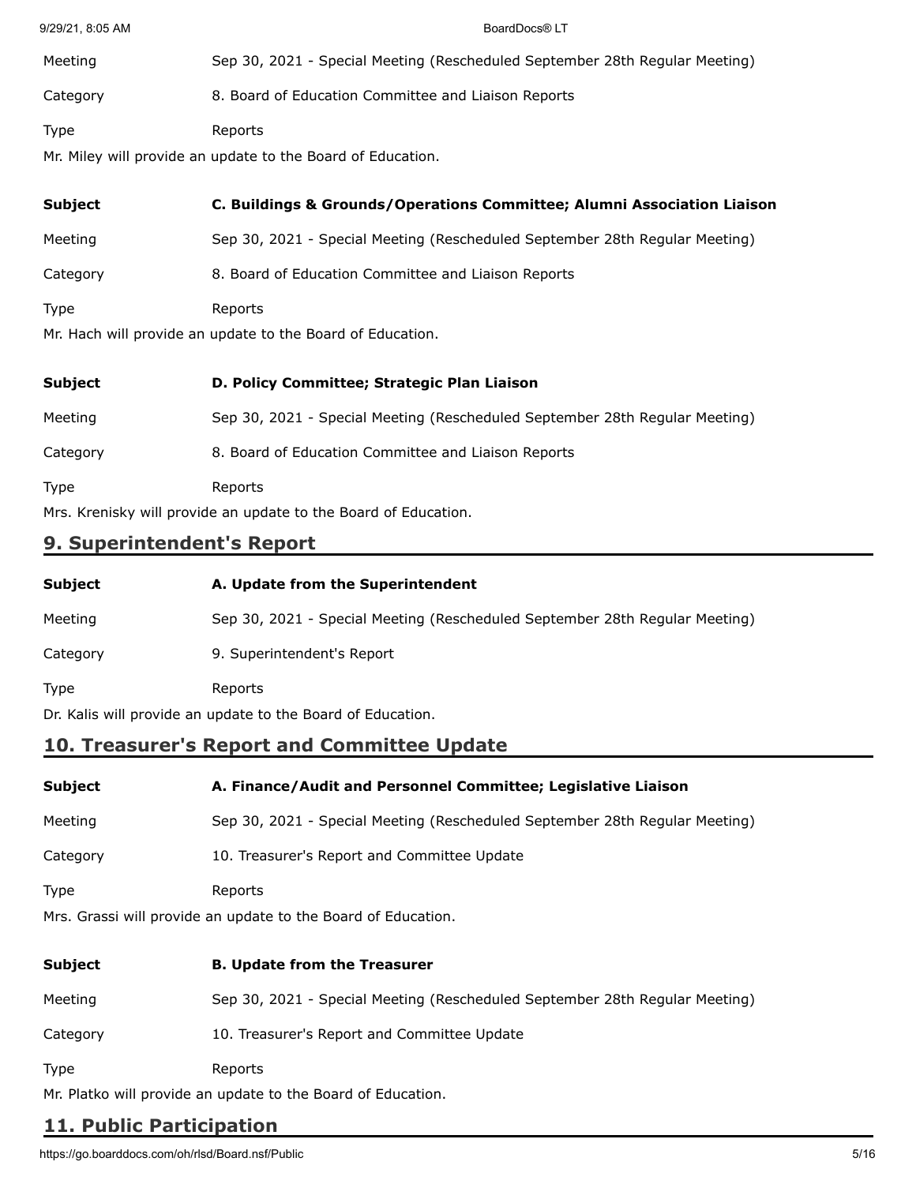| | |
|---|---|
| Meeting | Sep 30, 2021 - Special Meeting (Rescheduled September 28th Regular Meeting) |
| Category | 8. Board of Education Committee and Liaison Reports |
| Type | Reports |

Mr. Miley will provide an update to the Board of Education.

| | |
|---|---|
| **Subject** | **C. Buildings & Grounds/Operations Committee; Alumni Association Liaison** |
| Meeting | Sep 30, 2021 - Special Meeting (Rescheduled September 28th Regular Meeting) |
| Category | 8. Board of Education Committee and Liaison Reports |
| Type | Reports |

Mr. Hach will provide an update to the Board of Education.

| | |
|---|---|
| **Subject** | **D. Policy Committee; Strategic Plan Liaison** |
| Meeting | Sep 30, 2021 - Special Meeting (Rescheduled September 28th Regular Meeting) |
| Category | 8. Board of Education Committee and Liaison Reports |
| Type | Reports |

Mrs. Krenisky will provide an update to the Board of Education.

## 9. Superintendent's Report

| | |
|---|---|
| **Subject** | **A. Update from the Superintendent** |
| Meeting | Sep 30, 2021 - Special Meeting (Rescheduled September 28th Regular Meeting) |
| Category | 9. Superintendent's Report |
| Type | Reports |

Dr. Kalis will provide an update to the Board of Education.

## 10. Treasurer's Report and Committee Update

| | |
|---|---|
| **Subject** | **A. Finance/Audit and Personnel Committee; Legislative Liaison** |
| Meeting | Sep 30, 2021 - Special Meeting (Rescheduled September 28th Regular Meeting) |
| Category | 10. Treasurer's Report and Committee Update |
| Type | Reports |

Mrs. Grassi will provide an update to the Board of Education.

| | |
|---|---|
| **Subject** | **B. Update from the Treasurer** |
| Meeting | Sep 30, 2021 - Special Meeting (Rescheduled September 28th Regular Meeting) |
| Category | 10. Treasurer's Report and Committee Update |
| Type | Reports |

Mr. Platko will provide an update to the Board of Education.

## 11. Public Participation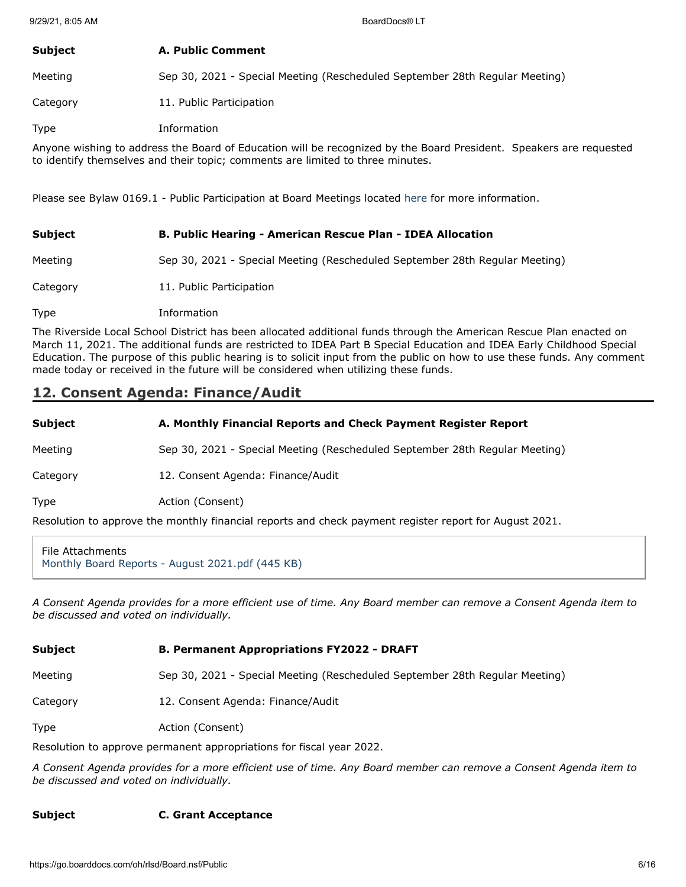| | |
|---|---|
| **Subject** | **A. Public Comment** |
| Meeting | Sep 30, 2021 - Special Meeting (Rescheduled September 28th Regular Meeting) |
| Category | 11. Public Participation |
| Type | Information |

Anyone wishing to address the Board of Education will be recognized by the Board President. Speakers are requested to identify themselves and their topic; comments are limited to three minutes.

Please see Bylaw 0169.1 - Public Participation at Board Meetings located here for more information.

| | |
|---|---|
| **Subject** | **B. Public Hearing - American Rescue Plan - IDEA Allocation** |
| Meeting | Sep 30, 2021 - Special Meeting (Rescheduled September 28th Regular Meeting) |
| Category | 11. Public Participation |
| Type | Information |

The Riverside Local School District has been allocated additional funds through the American Rescue Plan enacted on March 11, 2021. The additional funds are restricted to IDEA Part B Special Education and IDEA Early Childhood Special Education. The purpose of this public hearing is to solicit input from the public on how to use these funds. Any comment made today or received in the future will be considered when utilizing these funds.

## 12. Consent Agenda: Finance/Audit

| | |
|---|---|
| **Subject** | **A. Monthly Financial Reports and Check Payment Register Report** |
| Meeting | Sep 30, 2021 - Special Meeting (Rescheduled September 28th Regular Meeting) |
| Category | 12. Consent Agenda: Finance/Audit |
| Type | Action (Consent) |

Resolution to approve the monthly financial reports and check payment register report for August 2021.

File Attachments
Monthly Board Reports - August 2021.pdf (445 KB)

*A Consent Agenda provides for a more efficient use of time. Any Board member can remove a Consent Agenda item to be discussed and voted on individually.*

| | |
|---|---|
| **Subject** | **B. Permanent Appropriations FY2022 - DRAFT** |
| Meeting | Sep 30, 2021 - Special Meeting (Rescheduled September 28th Regular Meeting) |
| Category | 12. Consent Agenda: Finance/Audit |
| Type | Action (Consent) |

Resolution to approve permanent appropriations for fiscal year 2022.

*A Consent Agenda provides for a more efficient use of time. Any Board member can remove a Consent Agenda item to be discussed and voted on individually.*

| | |
|---|---|
| **Subject** | **C. Grant Acceptance** |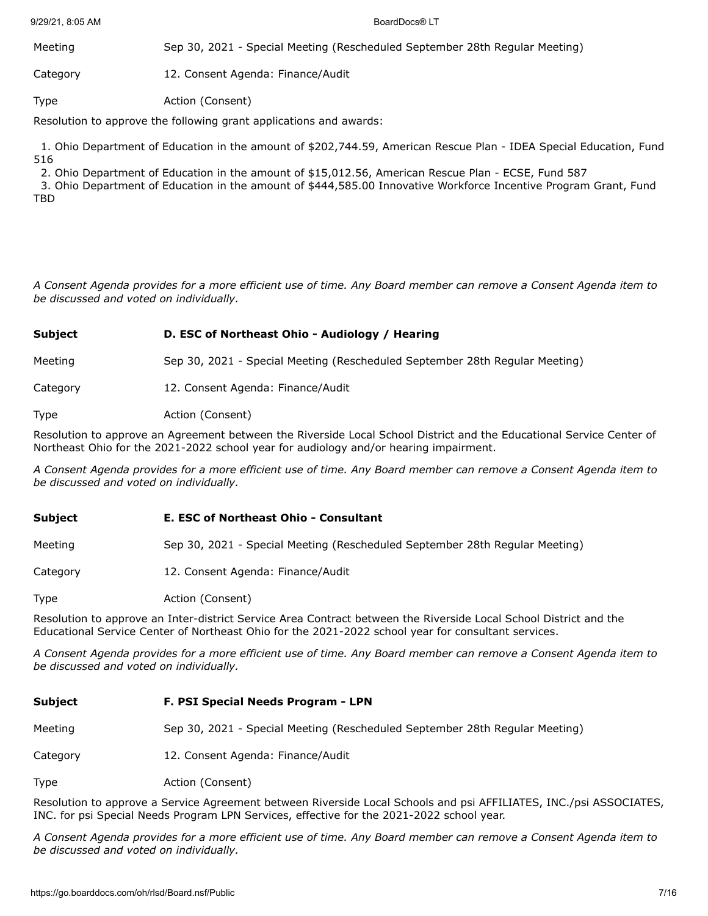| | |
|---|---|
| Meeting | Sep 30, 2021 - Special Meeting (Rescheduled September 28th Regular Meeting) |
| Category | 12. Consent Agenda: Finance/Audit |
| Type | Action (Consent) |

Resolution to approve the following grant applications and awards:

1. Ohio Department of Education in the amount of $202,744.59, American Rescue Plan - IDEA Special Education, Fund 516
2. Ohio Department of Education in the amount of $15,012.56, American Rescue Plan - ECSE, Fund 587
3. Ohio Department of Education in the amount of $444,585.00 Innovative Workforce Incentive Program Grant, Fund TBD

*A Consent Agenda provides for a more efficient use of time. Any Board member can remove a Consent Agenda item to be discussed and voted on individually.*

| | |
|---|---|
| **Subject** | **D. ESC of Northeast Ohio - Audiology / Hearing** |
| Meeting | Sep 30, 2021 - Special Meeting (Rescheduled September 28th Regular Meeting) |
| Category | 12. Consent Agenda: Finance/Audit |
| Type | Action (Consent) |

Resolution to approve an Agreement between the Riverside Local School District and the Educational Service Center of Northeast Ohio for the 2021-2022 school year for audiology and/or hearing impairment.

*A Consent Agenda provides for a more efficient use of time. Any Board member can remove a Consent Agenda item to be discussed and voted on individually.*

| | |
|---|---|
| **Subject** | **E. ESC of Northeast Ohio - Consultant** |
| Meeting | Sep 30, 2021 - Special Meeting (Rescheduled September 28th Regular Meeting) |
| Category | 12. Consent Agenda: Finance/Audit |
| Type | Action (Consent) |

Resolution to approve an Inter-district Service Area Contract between the Riverside Local School District and the Educational Service Center of Northeast Ohio for the 2021-2022 school year for consultant services.

*A Consent Agenda provides for a more efficient use of time. Any Board member can remove a Consent Agenda item to be discussed and voted on individually.*

| | |
|---|---|
| **Subject** | **F. PSI Special Needs Program - LPN** |
| Meeting | Sep 30, 2021 - Special Meeting (Rescheduled September 28th Regular Meeting) |
| Category | 12. Consent Agenda: Finance/Audit |
| Type | Action (Consent) |

Resolution to approve a Service Agreement between Riverside Local Schools and psi AFFILIATES, INC./psi ASSOCIATES, INC. for psi Special Needs Program LPN Services, effective for the 2021-2022 school year.

*A Consent Agenda provides for a more efficient use of time. Any Board member can remove a Consent Agenda item to be discussed and voted on individually.*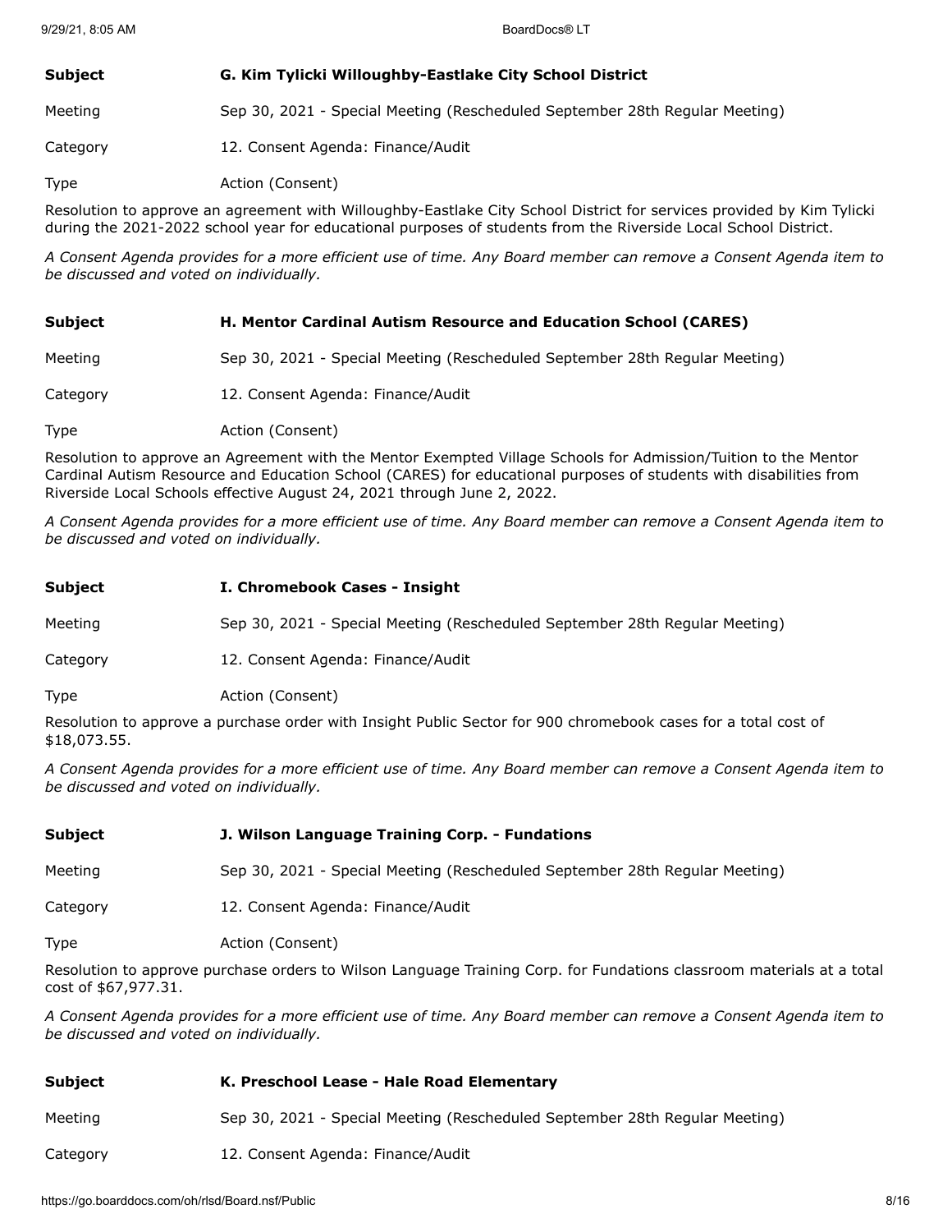| | |
|---|---|
| **Subject** | **G. Kim Tylicki Willoughby-Eastlake City School District** |
| Meeting | Sep 30, 2021 - Special Meeting (Rescheduled September 28th Regular Meeting) |
| Category | 12. Consent Agenda: Finance/Audit |
| Type | Action (Consent) |

Resolution to approve an agreement with Willoughby-Eastlake City School District for services provided by Kim Tylicki during the 2021-2022 school year for educational purposes of students from the Riverside Local School District.

*A Consent Agenda provides for a more efficient use of time. Any Board member can remove a Consent Agenda item to be discussed and voted on individually.*

| | |
|---|---|
| **Subject** | **H. Mentor Cardinal Autism Resource and Education School (CARES)** |
| Meeting | Sep 30, 2021 - Special Meeting (Rescheduled September 28th Regular Meeting) |
| Category | 12. Consent Agenda: Finance/Audit |
| Type | Action (Consent) |

Resolution to approve an Agreement with the Mentor Exempted Village Schools for Admission/Tuition to the Mentor Cardinal Autism Resource and Education School (CARES) for educational purposes of students with disabilities from Riverside Local Schools effective August 24, 2021 through June 2, 2022.

*A Consent Agenda provides for a more efficient use of time. Any Board member can remove a Consent Agenda item to be discussed and voted on individually.*

| | |
|---|---|
| **Subject** | **I. Chromebook Cases - Insight** |
| Meeting | Sep 30, 2021 - Special Meeting (Rescheduled September 28th Regular Meeting) |
| Category | 12. Consent Agenda: Finance/Audit |
| Type | Action (Consent) |

Resolution to approve a purchase order with Insight Public Sector for 900 chromebook cases for a total cost of $18,073.55.

*A Consent Agenda provides for a more efficient use of time. Any Board member can remove a Consent Agenda item to be discussed and voted on individually.*

| | |
|---|---|
| **Subject** | **J. Wilson Language Training Corp. - Fundations** |
| Meeting | Sep 30, 2021 - Special Meeting (Rescheduled September 28th Regular Meeting) |
| Category | 12. Consent Agenda: Finance/Audit |
| Type | Action (Consent) |

Resolution to approve purchase orders to Wilson Language Training Corp. for Fundations classroom materials at a total cost of $67,977.31.

*A Consent Agenda provides for a more efficient use of time. Any Board member can remove a Consent Agenda item to be discussed and voted on individually.*

| | |
|---|---|
| **Subject** | **K. Preschool Lease - Hale Road Elementary** |
| Meeting | Sep 30, 2021 - Special Meeting (Rescheduled September 28th Regular Meeting) |
| Category | 12. Consent Agenda: Finance/Audit |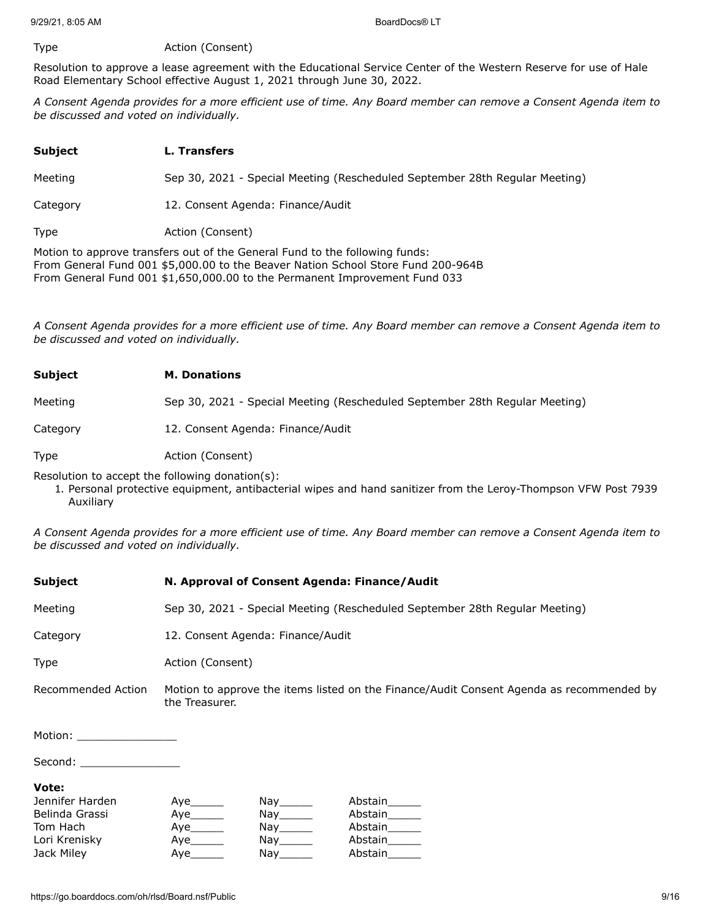| | |
|---|---|
| Type | Action (Consent) |

Resolution to approve a lease agreement with the Educational Service Center of the Western Reserve for use of Hale Road Elementary School effective August 1, 2021 through June 30, 2022.

*A Consent Agenda provides for a more efficient use of time. Any Board member can remove a Consent Agenda item to be discussed and voted on individually.*

| | |
|---|---|
| **Subject** | **L. Transfers** |
| Meeting | Sep 30, 2021 - Special Meeting (Rescheduled September 28th Regular Meeting) |
| Category | 12. Consent Agenda: Finance/Audit |
| Type | Action (Consent) |

Motion to approve transfers out of the General Fund to the following funds:
From General Fund 001 $5,000.00 to the Beaver Nation School Store Fund 200-964B
From General Fund 001 $1,650,000.00 to the Permanent Improvement Fund 033

*A Consent Agenda provides for a more efficient use of time. Any Board member can remove a Consent Agenda item to be discussed and voted on individually.*

| | |
|---|---|
| **Subject** | **M. Donations** |
| Meeting | Sep 30, 2021 - Special Meeting (Rescheduled September 28th Regular Meeting) |
| Category | 12. Consent Agenda: Finance/Audit |
| Type | Action (Consent) |

Resolution to accept the following donation(s):

1. Personal protective equipment, antibacterial wipes and hand sanitizer from the Leroy-Thompson VFW Post 7939 Auxiliary

*A Consent Agenda provides for a more efficient use of time. Any Board member can remove a Consent Agenda item to be discussed and voted on individually.*

| | |
|---|---|
| **Subject** | **N. Approval of Consent Agenda: Finance/Audit** |
| Meeting | Sep 30, 2021 - Special Meeting (Rescheduled September 28th Regular Meeting) |
| Category | 12. Consent Agenda: Finance/Audit |
| Type | Action (Consent) |
| Recommended Action | Motion to approve the items listed on the Finance/Audit Consent Agenda as recommended by the Treasurer. |

Motion: _______________

Second: _______________

**Vote:**

| | | | |
|---|---|---|---|
| Jennifer Harden | Aye_____ | Nay_____ | Abstain_____ |
| Belinda Grassi | Aye_____ | Nay_____ | Abstain_____ |
| Tom Hach | Aye_____ | Nay_____ | Abstain_____ |
| Lori Krenisky | Aye_____ | Nay_____ | Abstain_____ |
| Jack Miley | Aye_____ | Nay_____ | Abstain_____ |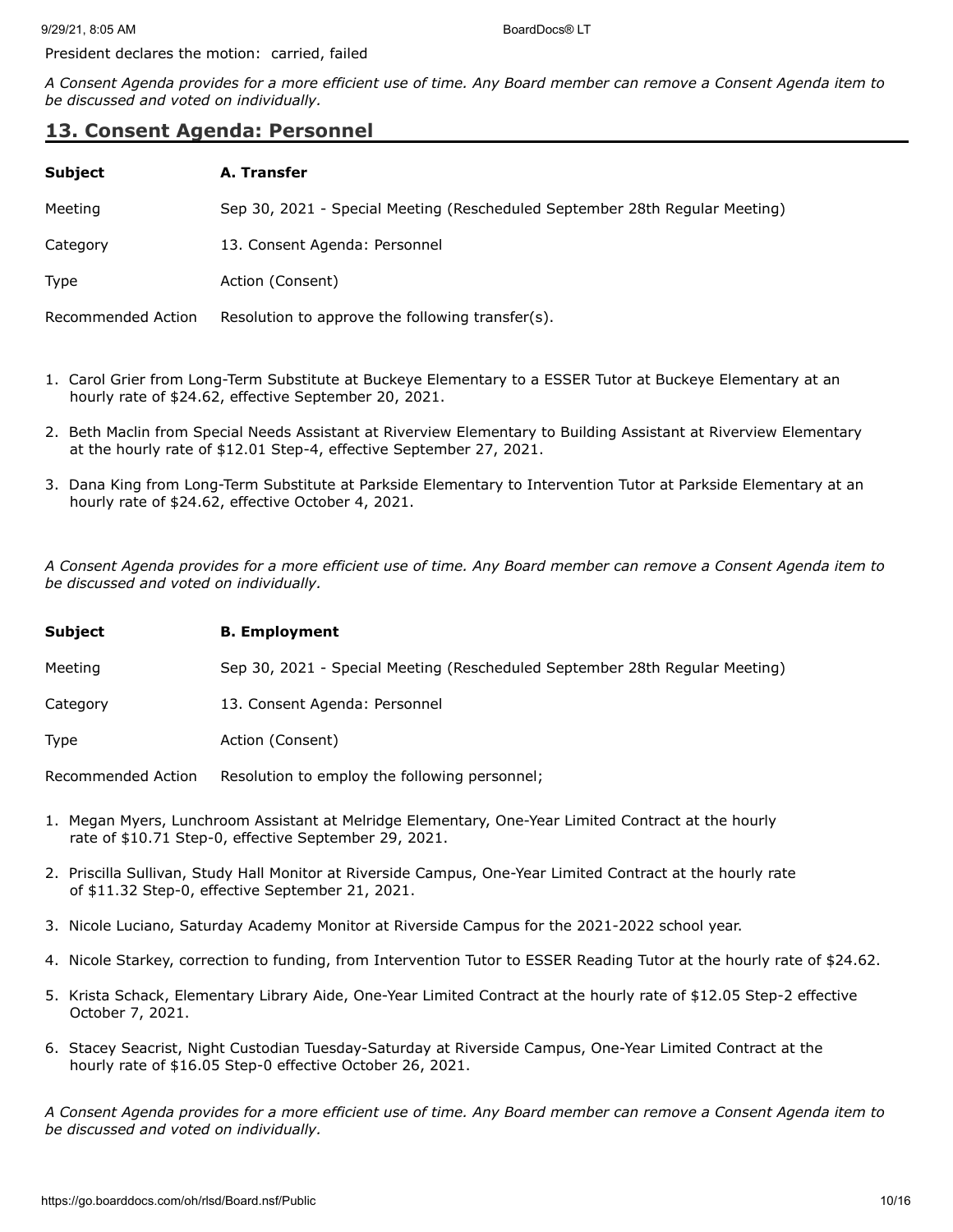President declares the motion: carried, failed

*A Consent Agenda provides for a more efficient use of time. Any Board member can remove a Consent Agenda item to be discussed and voted on individually.*

## 13. Consent Agenda: Personnel

| | |
|---|---|
| **Subject** | **A. Transfer** |
| Meeting | Sep 30, 2021 - Special Meeting (Rescheduled September 28th Regular Meeting) |
| Category | 13. Consent Agenda: Personnel |
| Type | Action (Consent) |
| Recommended Action | Resolution to approve the following transfer(s). |

1. Carol Grier from Long-Term Substitute at Buckeye Elementary to a ESSER Tutor at Buckeye Elementary at an hourly rate of $24.62, effective September 20, 2021.
2. Beth Maclin from Special Needs Assistant at Riverview Elementary to Building Assistant at Riverview Elementary at the hourly rate of $12.01 Step-4, effective September 27, 2021.
3. Dana King from Long-Term Substitute at Parkside Elementary to Intervention Tutor at Parkside Elementary at an hourly rate of $24.62, effective October 4, 2021.

*A Consent Agenda provides for a more efficient use of time. Any Board member can remove a Consent Agenda item to be discussed and voted on individually.*

| | |
|---|---|
| **Subject** | **B. Employment** |
| Meeting | Sep 30, 2021 - Special Meeting (Rescheduled September 28th Regular Meeting) |
| Category | 13. Consent Agenda: Personnel |
| Type | Action (Consent) |
| Recommended Action | Resolution to employ the following personnel; |

1. Megan Myers, Lunchroom Assistant at Melridge Elementary, One-Year Limited Contract at the hourly rate of $10.71 Step-0, effective September 29, 2021.
2. Priscilla Sullivan, Study Hall Monitor at Riverside Campus, One-Year Limited Contract at the hourly rate of $11.32 Step-0, effective September 21, 2021.
3. Nicole Luciano, Saturday Academy Monitor at Riverside Campus for the 2021-2022 school year.
4. Nicole Starkey, correction to funding, from Intervention Tutor to ESSER Reading Tutor at the hourly rate of $24.62.
5. Krista Schack, Elementary Library Aide, One-Year Limited Contract at the hourly rate of $12.05 Step-2 effective October 7, 2021.
6. Stacey Seacrist, Night Custodian Tuesday-Saturday at Riverside Campus, One-Year Limited Contract at the hourly rate of $16.05 Step-0 effective October 26, 2021.

*A Consent Agenda provides for a more efficient use of time. Any Board member can remove a Consent Agenda item to be discussed and voted on individually.*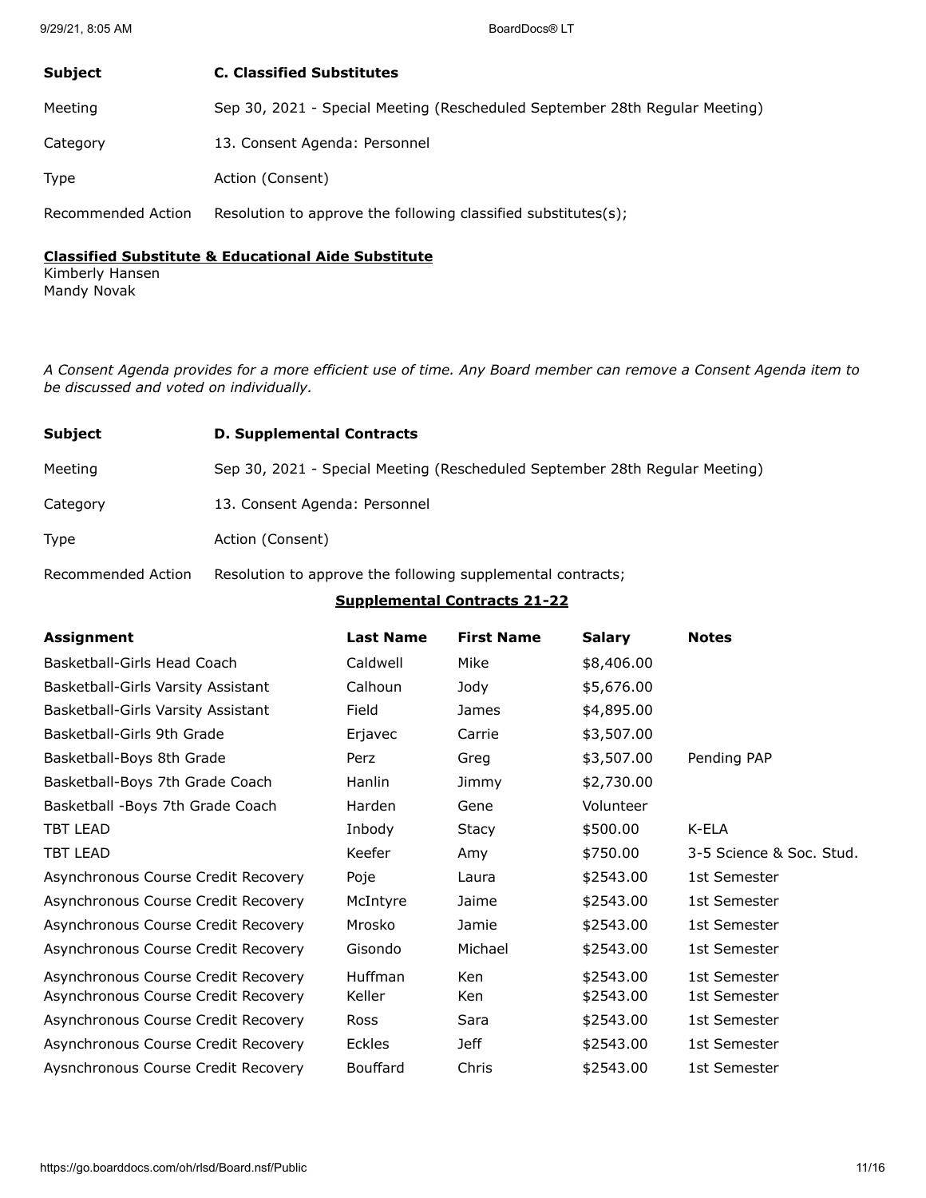| | |
|---|---|
| **Subject** | **C. Classified Substitutes** |
| Meeting | Sep 30, 2021 - Special Meeting (Rescheduled September 28th Regular Meeting) |
| Category | 13. Consent Agenda: Personnel |
| Type | Action (Consent) |
| Recommended Action | Resolution to approve the following classified substitutes(s); |

**Classified Substitute & Educational Aide Substitute**

Kimberly Hansen
Mandy Novak

*A Consent Agenda provides for a more efficient use of time. Any Board member can remove a Consent Agenda item to be discussed and voted on individually.*

| | |
|---|---|
| **Subject** | **D. Supplemental Contracts** |
| Meeting | Sep 30, 2021 - Special Meeting (Rescheduled September 28th Regular Meeting) |
| Category | 13. Consent Agenda: Personnel |
| Type | Action (Consent) |
| Recommended Action | Resolution to approve the following supplemental contracts; |

**Supplemental Contracts 21-22**

| Assignment | Last Name | First Name | Salary | Notes |
|---|---|---|---|---|
| Basketball-Girls Head Coach | Caldwell | Mike | $8,406.00 | |
| Basketball-Girls Varsity Assistant | Calhoun | Jody | $5,676.00 | |
| Basketball-Girls Varsity Assistant | Field | James | $4,895.00 | |
| Basketball-Girls 9th Grade | Erjavec | Carrie | $3,507.00 | |
| Basketball-Boys 8th Grade | Perz | Greg | $3,507.00 | Pending PAP |
| Basketball-Boys 7th Grade Coach | Hanlin | Jimmy | $2,730.00 | |
| Basketball -Boys 7th Grade Coach | Harden | Gene | Volunteer | |
| TBT LEAD | Inbody | Stacy | $500.00 | K-ELA |
| TBT LEAD | Keefer | Amy | $750.00 | 3-5 Science & Soc. Stud. |
| Asynchronous Course Credit Recovery | Poje | Laura | $2543.00 | 1st Semester |
| Asynchronous Course Credit Recovery | McIntyre | Jaime | $2543.00 | 1st Semester |
| Asynchronous Course Credit Recovery | Mrosko | Jamie | $2543.00 | 1st Semester |
| Asynchronous Course Credit Recovery | Gisondo | Michael | $2543.00 | 1st Semester |
| Asynchronous Course Credit Recovery | Huffman | Ken | $2543.00 | 1st Semester |
| Asynchronous Course Credit Recovery | Keller | Ken | $2543.00 | 1st Semester |
| Asynchronous Course Credit Recovery | Ross | Sara | $2543.00 | 1st Semester |
| Asynchronous Course Credit Recovery | Eckles | Jeff | $2543.00 | 1st Semester |
| Aysnchronous Course Credit Recovery | Bouffard | Chris | $2543.00 | 1st Semester |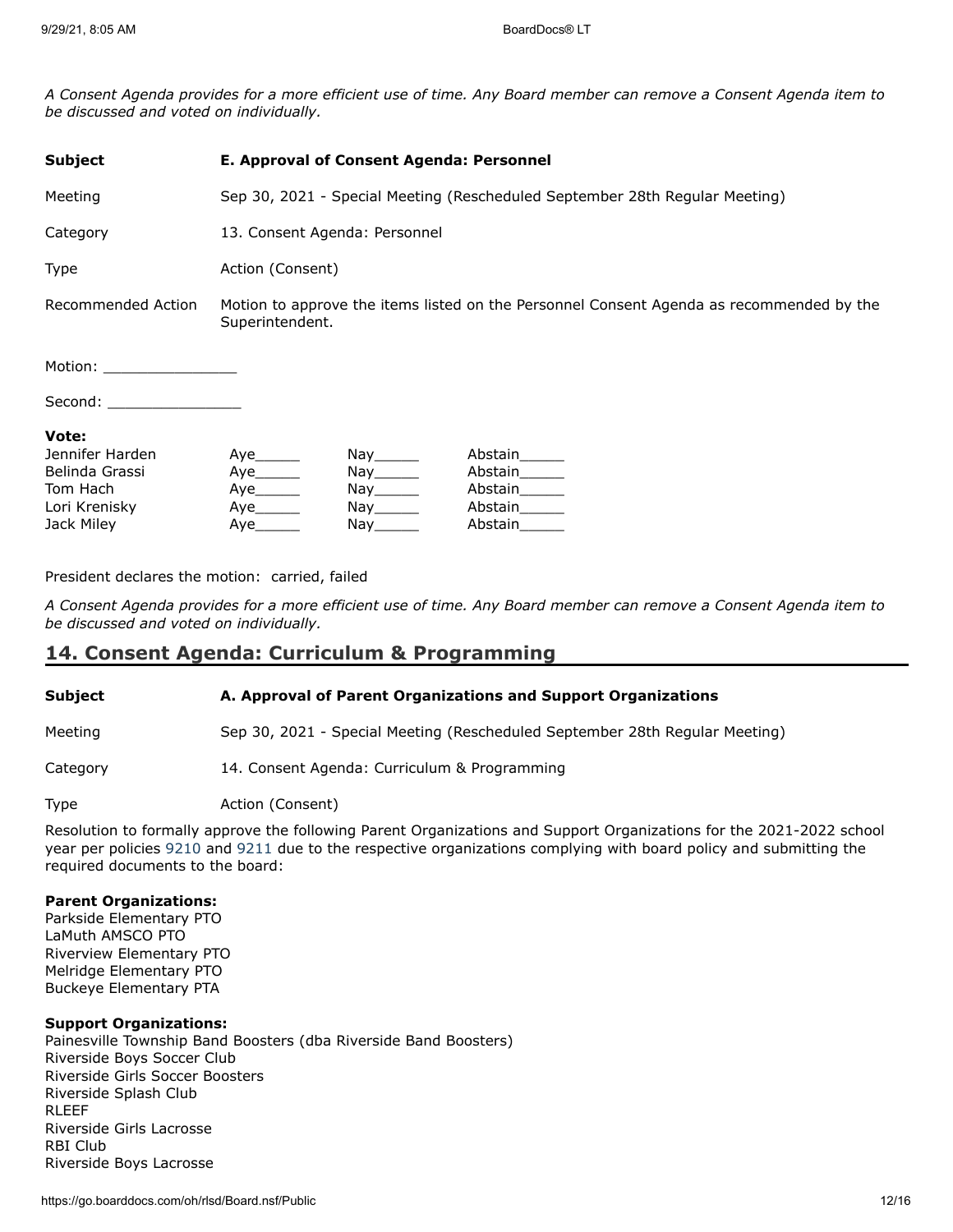*A Consent Agenda provides for a more efficient use of time. Any Board member can remove a Consent Agenda item to be discussed and voted on individually.*

| | |
|---|---|
| **Subject** | **E. Approval of Consent Agenda: Personnel** |
| Meeting | Sep 30, 2021 - Special Meeting (Rescheduled September 28th Regular Meeting) |
| Category | 13. Consent Agenda: Personnel |
| Type | Action (Consent) |
| Recommended Action | Motion to approve the items listed on the Personnel Consent Agenda as recommended by the Superintendent. |

Motion: _______________

Second: _______________

**Vote:**

| | | | |
|---|---|---|---|
| Jennifer Harden | Aye_____ | Nay_____ | Abstain_____ |
| Belinda Grassi | Aye_____ | Nay_____ | Abstain_____ |
| Tom Hach | Aye_____ | Nay_____ | Abstain_____ |
| Lori Krenisky | Aye_____ | Nay_____ | Abstain_____ |
| Jack Miley | Aye_____ | Nay_____ | Abstain_____ |

President declares the motion: carried, failed

*A Consent Agenda provides for a more efficient use of time. Any Board member can remove a Consent Agenda item to be discussed and voted on individually.*

## 14. Consent Agenda: Curriculum & Programming

| | |
|---|---|
| **Subject** | **A. Approval of Parent Organizations and Support Organizations** |
| Meeting | Sep 30, 2021 - Special Meeting (Rescheduled September 28th Regular Meeting) |
| Category | 14. Consent Agenda: Curriculum & Programming |
| Type | Action (Consent) |

Resolution to formally approve the following Parent Organizations and Support Organizations for the 2021-2022 school year per policies 9210 and 9211 due to the respective organizations complying with board policy and submitting the required documents to the board:

**Parent Organizations:**
Parkside Elementary PTO
LaMuth AMSCO PTO
Riverview Elementary PTO
Melridge Elementary PTO
Buckeye Elementary PTA

**Support Organizations:**
Painesville Township Band Boosters (dba Riverside Band Boosters)
Riverside Boys Soccer Club
Riverside Girls Soccer Boosters
Riverside Splash Club
RLEEF
Riverside Girls Lacrosse
RBI Club
Riverside Boys Lacrosse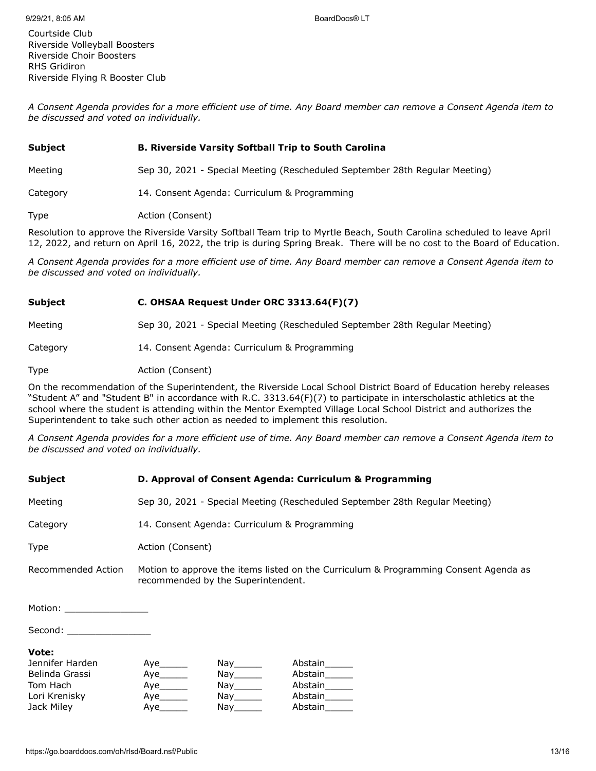Courtside Club
Riverside Volleyball Boosters
Riverside Choir Boosters
RHS Gridiron
Riverside Flying R Booster Club

*A Consent Agenda provides for a more efficient use of time. Any Board member can remove a Consent Agenda item to be discussed and voted on individually.*

| | |
|---|---|
| **Subject** | **B. Riverside Varsity Softball Trip to South Carolina** |
| Meeting | Sep 30, 2021 - Special Meeting (Rescheduled September 28th Regular Meeting) |
| Category | 14. Consent Agenda: Curriculum & Programming |
| Type | Action (Consent) |

Resolution to approve the Riverside Varsity Softball Team trip to Myrtle Beach, South Carolina scheduled to leave April 12, 2022, and return on April 16, 2022, the trip is during Spring Break. There will be no cost to the Board of Education.

*A Consent Agenda provides for a more efficient use of time. Any Board member can remove a Consent Agenda item to be discussed and voted on individually.*

| | |
|---|---|
| **Subject** | **C. OHSAA Request Under ORC 3313.64(F)(7)** |
| Meeting | Sep 30, 2021 - Special Meeting (Rescheduled September 28th Regular Meeting) |
| Category | 14. Consent Agenda: Curriculum & Programming |
| Type | Action (Consent) |

On the recommendation of the Superintendent, the Riverside Local School District Board of Education hereby releases "Student A" and "Student B" in accordance with R.C. 3313.64(F)(7) to participate in interscholastic athletics at the school where the student is attending within the Mentor Exempted Village Local School District and authorizes the Superintendent to take such other action as needed to implement this resolution.

*A Consent Agenda provides for a more efficient use of time. Any Board member can remove a Consent Agenda item to be discussed and voted on individually.*

| | |
|---|---|
| **Subject** | **D. Approval of Consent Agenda: Curriculum & Programming** |
| Meeting | Sep 30, 2021 - Special Meeting (Rescheduled September 28th Regular Meeting) |
| Category | 14. Consent Agenda: Curriculum & Programming |
| Type | Action (Consent) |
| Recommended Action | Motion to approve the items listed on the Curriculum & Programming Consent Agenda as recommended by the Superintendent. |

Motion: _______________

Second: _______________

**Vote:**

| | | | |
|---|---|---|---|
| Jennifer Harden | Aye_____ | Nay_____ | Abstain_____ |
| Belinda Grassi | Aye_____ | Nay_____ | Abstain_____ |
| Tom Hach | Aye_____ | Nay_____ | Abstain_____ |
| Lori Krenisky | Aye_____ | Nay_____ | Abstain_____ |
| Jack Miley | Aye_____ | Nay_____ | Abstain_____ |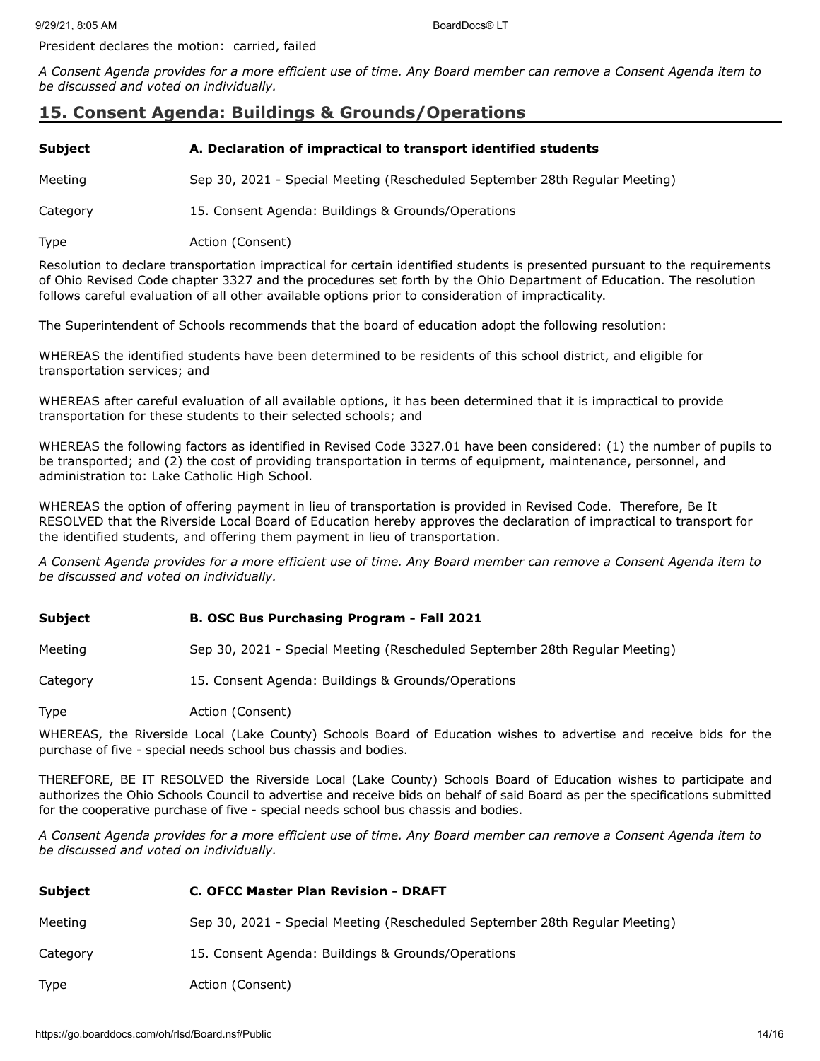President declares the motion: carried, failed

*A Consent Agenda provides for a more efficient use of time. Any Board member can remove a Consent Agenda item to be discussed and voted on individually.*

## 15. Consent Agenda: Buildings & Grounds/Operations

| | |
|---|---|
| **Subject** | **A. Declaration of impractical to transport identified students** |
| Meeting | Sep 30, 2021 - Special Meeting (Rescheduled September 28th Regular Meeting) |
| Category | 15. Consent Agenda: Buildings & Grounds/Operations |
| Type | Action (Consent) |

Resolution to declare transportation impractical for certain identified students is presented pursuant to the requirements of Ohio Revised Code chapter 3327 and the procedures set forth by the Ohio Department of Education. The resolution follows careful evaluation of all other available options prior to consideration of impracticality.

The Superintendent of Schools recommends that the board of education adopt the following resolution:

WHEREAS the identified students have been determined to be residents of this school district, and eligible for transportation services; and

WHEREAS after careful evaluation of all available options, it has been determined that it is impractical to provide transportation for these students to their selected schools; and

WHEREAS the following factors as identified in Revised Code 3327.01 have been considered: (1) the number of pupils to be transported; and (2) the cost of providing transportation in terms of equipment, maintenance, personnel, and administration to: Lake Catholic High School.

WHEREAS the option of offering payment in lieu of transportation is provided in Revised Code. Therefore, Be It RESOLVED that the Riverside Local Board of Education hereby approves the declaration of impractical to transport for the identified students, and offering them payment in lieu of transportation.

*A Consent Agenda provides for a more efficient use of time. Any Board member can remove a Consent Agenda item to be discussed and voted on individually.*

| | |
|---|---|
| **Subject** | **B. OSC Bus Purchasing Program - Fall 2021** |
| Meeting | Sep 30, 2021 - Special Meeting (Rescheduled September 28th Regular Meeting) |
| Category | 15. Consent Agenda: Buildings & Grounds/Operations |
| Type | Action (Consent) |

WHEREAS, the Riverside Local (Lake County) Schools Board of Education wishes to advertise and receive bids for the purchase of five - special needs school bus chassis and bodies.

THEREFORE, BE IT RESOLVED the Riverside Local (Lake County) Schools Board of Education wishes to participate and authorizes the Ohio Schools Council to advertise and receive bids on behalf of said Board as per the specifications submitted for the cooperative purchase of five - special needs school bus chassis and bodies.

*A Consent Agenda provides for a more efficient use of time. Any Board member can remove a Consent Agenda item to be discussed and voted on individually.*

| | |
|---|---|
| **Subject** | **C. OFCC Master Plan Revision - DRAFT** |
| Meeting | Sep 30, 2021 - Special Meeting (Rescheduled September 28th Regular Meeting) |
| Category | 15. Consent Agenda: Buildings & Grounds/Operations |
| Type | Action (Consent) |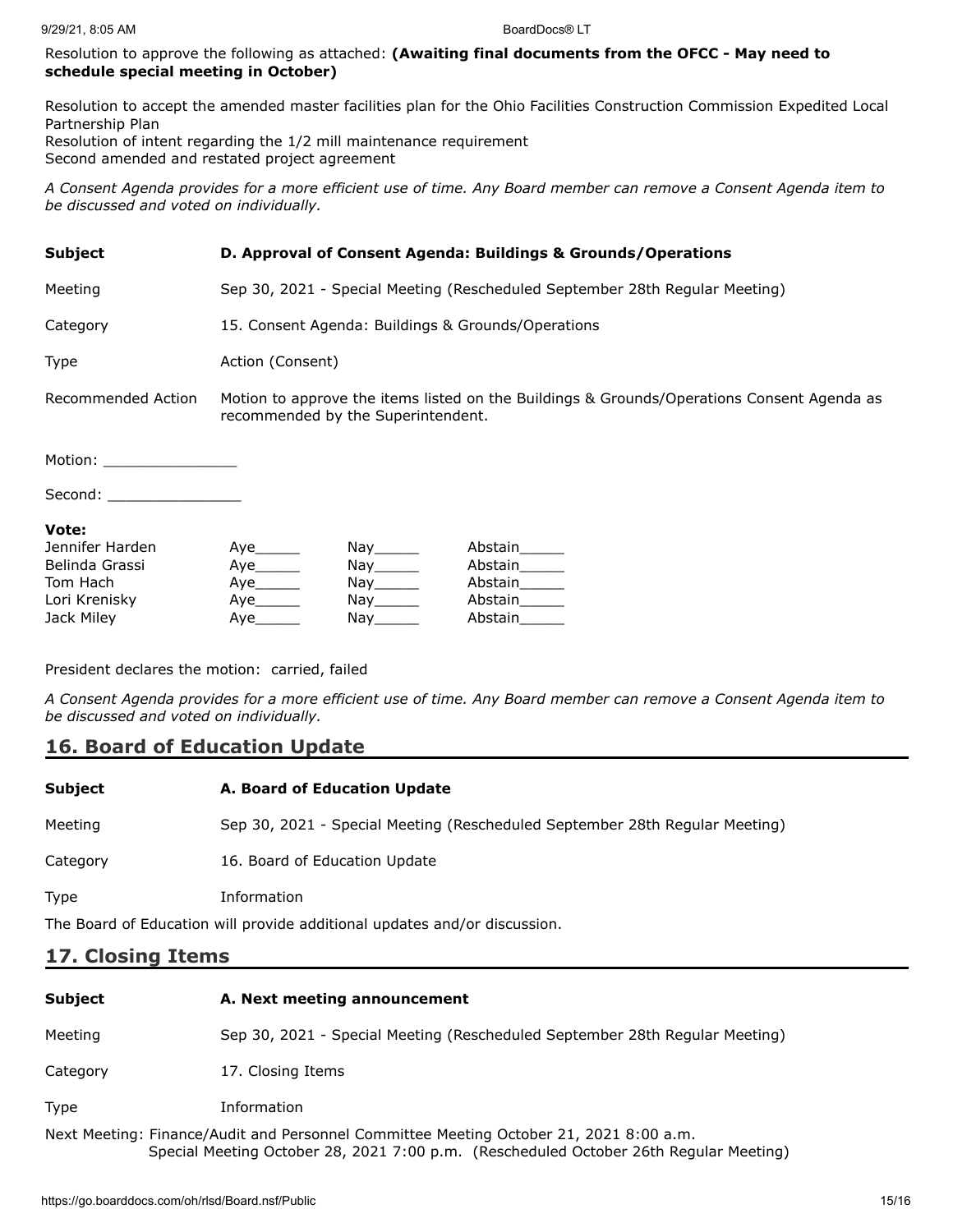Resolution to approve the following as attached: **(Awaiting final documents from the OFCC - May need to schedule special meeting in October)**

Resolution to accept the amended master facilities plan for the Ohio Facilities Construction Commission Expedited Local Partnership Plan
Resolution of intent regarding the 1/2 mill maintenance requirement
Second amended and restated project agreement

*A Consent Agenda provides for a more efficient use of time. Any Board member can remove a Consent Agenda item to be discussed and voted on individually.*

| | |
|---|---|
| **Subject** | **D. Approval of Consent Agenda: Buildings & Grounds/Operations** |
| Meeting | Sep 30, 2021 - Special Meeting (Rescheduled September 28th Regular Meeting) |
| Category | 15. Consent Agenda: Buildings & Grounds/Operations |
| Type | Action (Consent) |
| Recommended Action | Motion to approve the items listed on the Buildings & Grounds/Operations Consent Agenda as recommended by the Superintendent. |

Motion: _______________

Second: _______________

**Vote:**

| | | | |
|---|---|---|---|
| Jennifer Harden | Aye_____ | Nay_____ | Abstain_____ |
| Belinda Grassi | Aye_____ | Nay_____ | Abstain_____ |
| Tom Hach | Aye_____ | Nay_____ | Abstain_____ |
| Lori Krenisky | Aye_____ | Nay_____ | Abstain_____ |
| Jack Miley | Aye_____ | Nay_____ | Abstain_____ |

President declares the motion: carried, failed

*A Consent Agenda provides for a more efficient use of time. Any Board member can remove a Consent Agenda item to be discussed and voted on individually.*

## 16. Board of Education Update

| | |
|---|---|
| **Subject** | **A. Board of Education Update** |
| Meeting | Sep 30, 2021 - Special Meeting (Rescheduled September 28th Regular Meeting) |
| Category | 16. Board of Education Update |
| Type | Information |

The Board of Education will provide additional updates and/or discussion.

## 17. Closing Items

| | |
|---|---|
| **Subject** | **A. Next meeting announcement** |
| Meeting | Sep 30, 2021 - Special Meeting (Rescheduled September 28th Regular Meeting) |
| Category | 17. Closing Items |
| Type | Information |

Next Meeting: Finance/Audit and Personnel Committee Meeting October 21, 2021 8:00 a.m.
Special Meeting October 28, 2021 7:00 p.m. (Rescheduled October 26th Regular Meeting)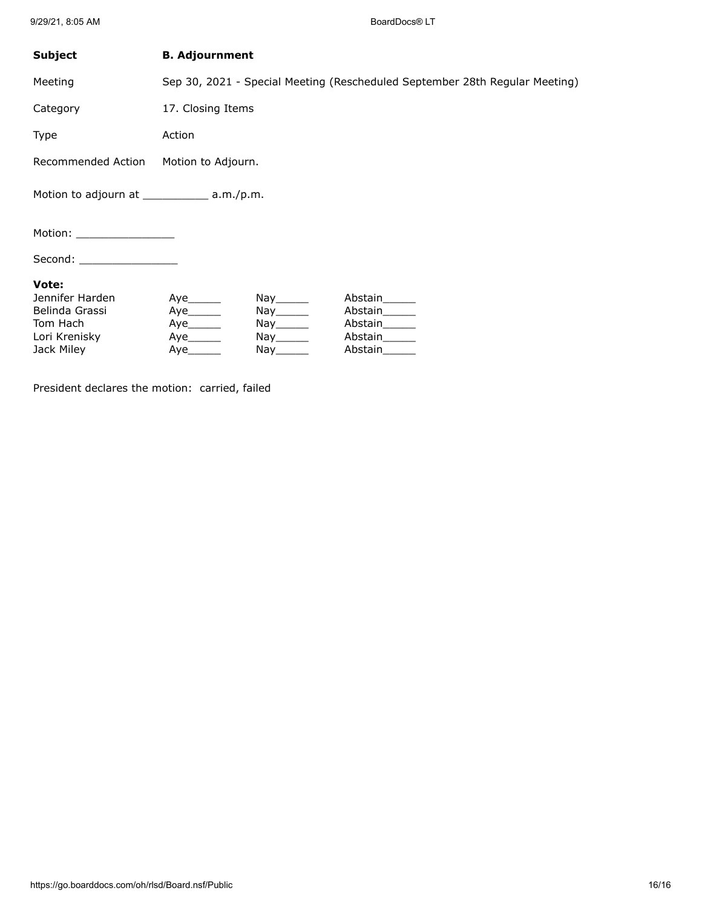| | |
|---|---|
| **Subject** | **B. Adjournment** |
| Meeting | Sep 30, 2021 - Special Meeting (Rescheduled September 28th Regular Meeting) |
| Category | 17. Closing Items |
| Type | Action |
| Recommended Action | Motion to Adjourn. |

Motion to adjourn at __________ a.m./p.m.

Motion: _______________

Second: _______________

**Vote:**

| | | | |
|---|---|---|---|
| Jennifer Harden | Aye_____ | Nay_____ | Abstain_____ |
| Belinda Grassi | Aye_____ | Nay_____ | Abstain_____ |
| Tom Hach | Aye_____ | Nay_____ | Abstain_____ |
| Lori Krenisky | Aye_____ | Nay_____ | Abstain_____ |
| Jack Miley | Aye_____ | Nay_____ | Abstain_____ |

President declares the motion: carried, failed